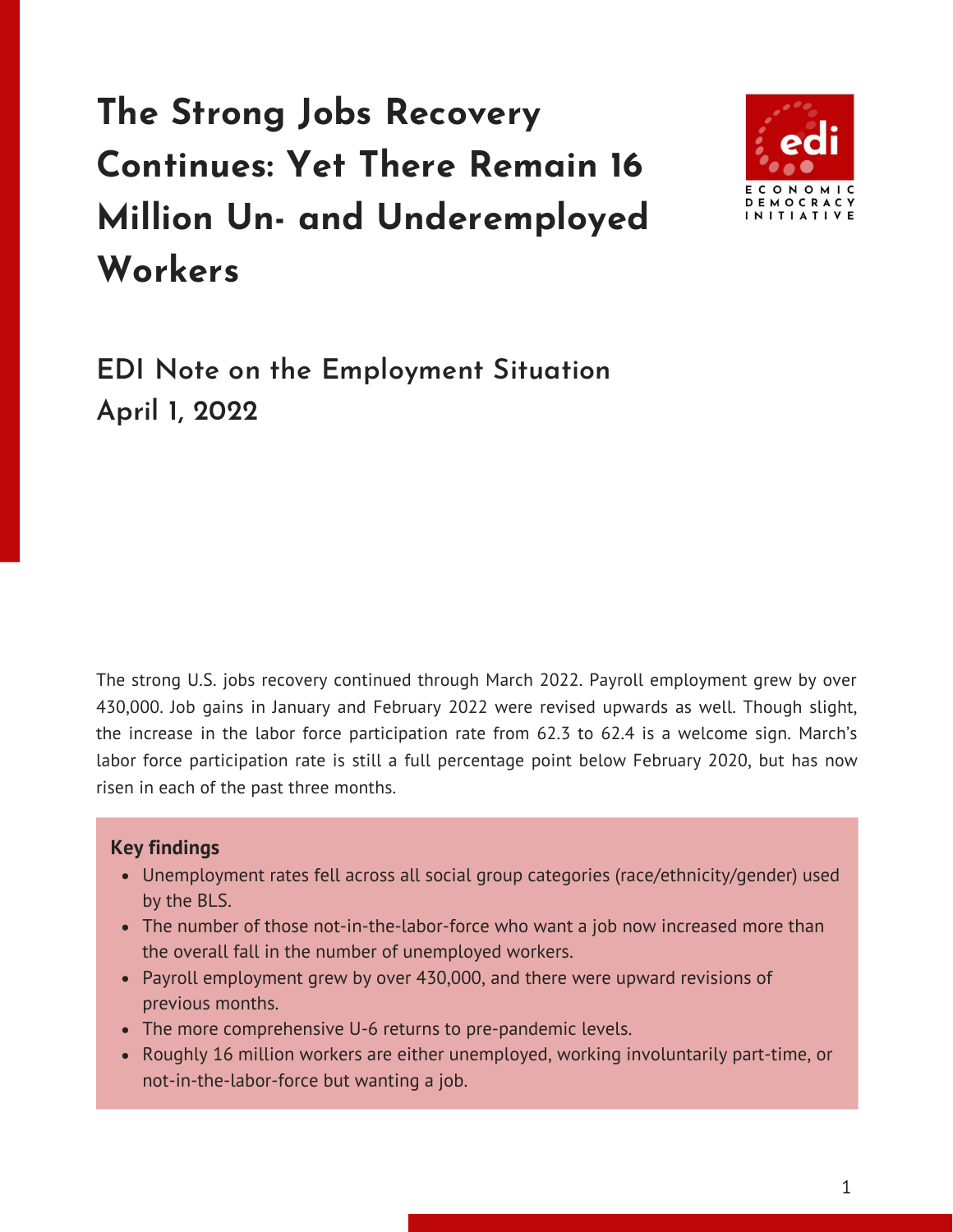# The Strong Jobs Recovery Continues: Yet There Remain 16 Million Un- and Underemployed Workers

## EDI Note on the Employment Situation
## April 1, 2022

The strong U.S. jobs recovery continued through March 2022. Payroll employment grew by over 430,000. Job gains in January and February 2022 were revised upwards as well. Though slight, the increase in the labor force participation rate from 62.3 to 62.4 is a welcome sign. March's labor force participation rate is still a full percentage point below February 2020, but has now risen in each of the past three months.

**Key findings**

- Unemployment rates fell across all social group categories (race/ethnicity/gender) used by the BLS.
- The number of those not-in-the-labor-force who want a job now increased more than the overall fall in the number of unemployed workers.
- Payroll employment grew by over 430,000, and there were upward revisions of previous months.
- The more comprehensive U-6 returns to pre-pandemic levels.
- Roughly 16 million workers are either unemployed, working involuntarily part-time, or not-in-the-labor-force but wanting a job.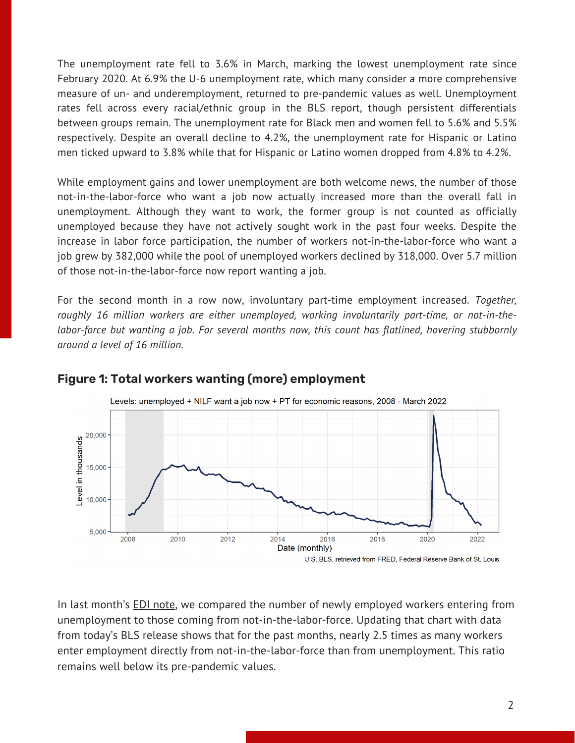The unemployment rate fell to 3.6% in March, marking the lowest unemployment rate since February 2020. At 6.9% the U-6 unemployment rate, which many consider a more comprehensive measure of un- and underemployment, returned to pre-pandemic values as well. Unemployment rates fell across every racial/ethnic group in the BLS report, though persistent differentials between groups remain. The unemployment rate for Black men and women fell to 5.6% and 5.5% respectively. Despite an overall decline to 4.2%, the unemployment rate for Hispanic or Latino men ticked upward to 3.8% while that for Hispanic or Latino women dropped from 4.8% to 4.2%.

While employment gains and lower unemployment are both welcome news, the number of those not-in-the-labor-force who want a job now actually increased more than the overall fall in unemployment. Although they want to work, the former group is not counted as officially unemployed because they have not actively sought work in the past four weeks. Despite the increase in labor force participation, the number of workers not-in-the-labor-force who want a job grew by 382,000 while the pool of unemployed workers declined by 318,000. Over 5.7 million of those not-in-the-labor-force now report wanting a job.

For the second month in a row now, involuntary part-time employment increased. *Together, roughly 16 million workers are either unemployed, working involuntarily part-time, or not-in-the-labor-force but wanting a job. For several months now, this count has flatlined, hovering stubbornly around a level of 16 million.*

**Figure 1: Total workers wanting (more) employment**

Levels: unemployed + NILF want a job now + PT for economic reasons, 2008 - March 2022

U.S. BLS, retrieved from FRED, Federal Reserve Bank of St. Louis

In last month's EDI note, we compared the number of newly employed workers entering from unemployment to those coming from not-in-the-labor-force. Updating that chart with data from today's BLS release shows that for the past months, nearly 2.5 times as many workers enter employment directly from not-in-the-labor-force than from unemployment. This ratio remains well below its pre-pandemic values.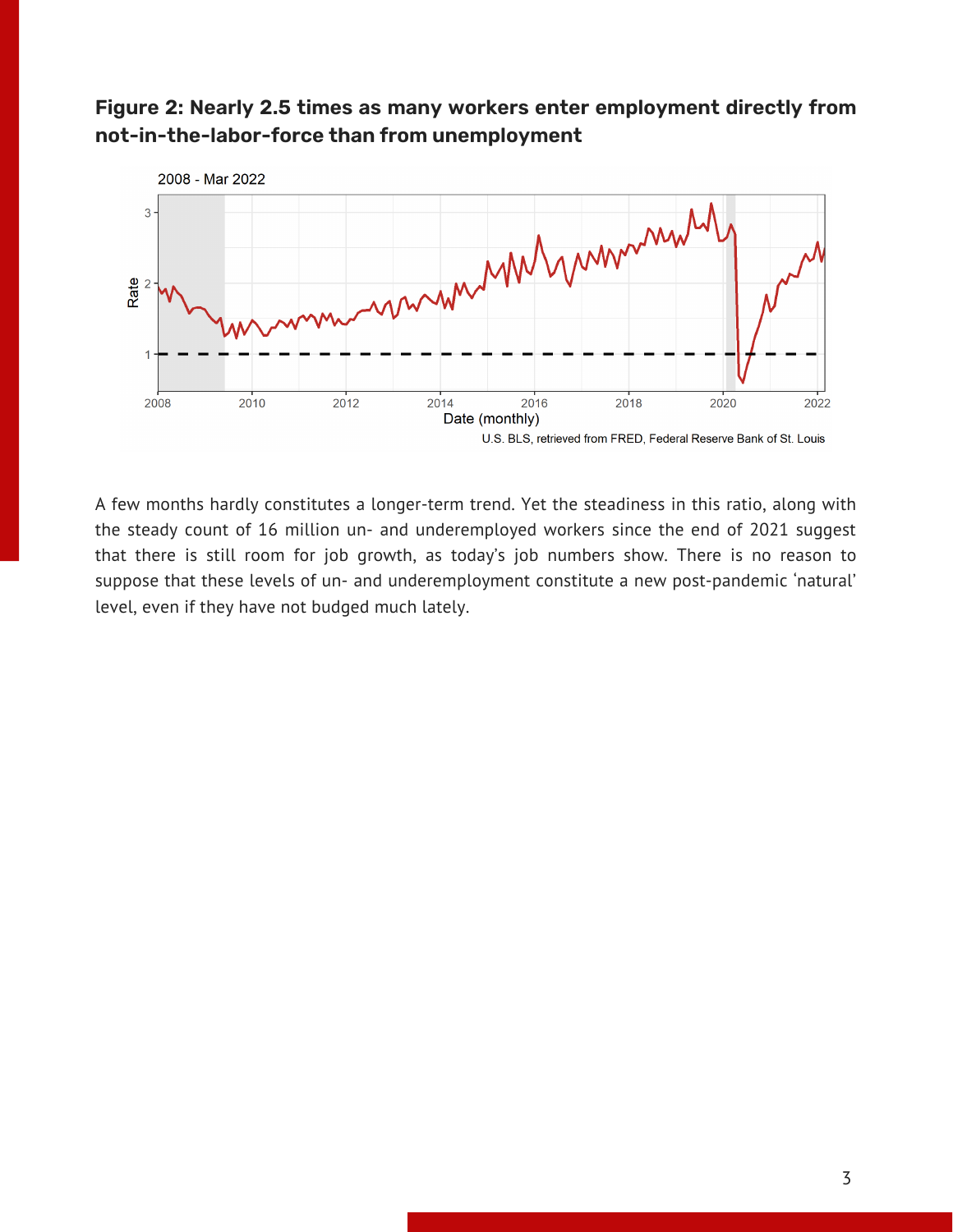**Figure 2: Nearly 2.5 times as many workers enter employment directly from not-in-the-labor-force than from unemployment**

2008 - Mar 2022

Rate

3

2

1

2008 2010 2012 2014 2016 2018 2020 2022

Date (monthly)

U.S. BLS, retrieved from FRED, Federal Reserve Bank of St. Louis

A few months hardly constitutes a longer-term trend. Yet the steadiness in this ratio, along with the steady count of 16 million un- and underemployed workers since the end of 2021 suggest that there is still room for job growth, as today's job numbers show. There is no reason to suppose that these levels of un- and underemployment constitute a new post-pandemic 'natural' level, even if they have not budged much lately.